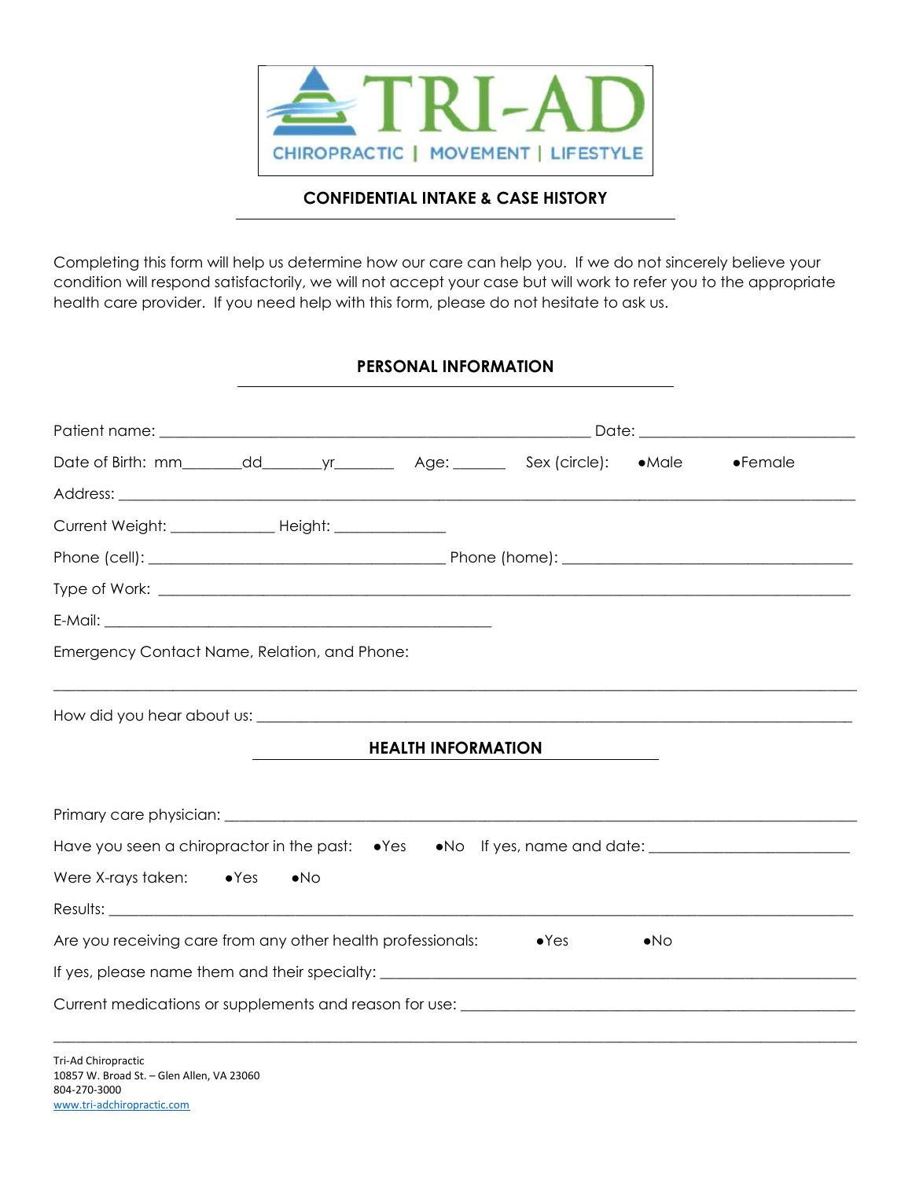TRI-AD

CHIROPRACTIC | MOVEMENT | LIFESTYLE

## CONFIDENTIAL INTAKE & CASE HISTORY

Completing this form will help us determine how our care can help you. If we do not sincerely believe your condition will respond satisfactorily, we will not accept your case but will work to refer you to the appropriate health care provider. If you need help with this form, please do not hesitate to ask us.

## PERSONAL INFORMATION

Patient name: _______________________________________________ Date: ______________________

Date of Birth: mm_______dd_______yr_______ Age: ______ Sex (circle): •Male •Female

Address: ___________________________________________________________________________

Current Weight: ____________ Height: ____________

Phone (cell): _________________________________ Phone (home): _________________________________

Type of Work: _______________________________________________________________________

E-Mail: ___________________________________________

Emergency Contact Name, Relation, and Phone:

_____________________________________________________________________________________

How did you hear about us: ___________________________________________________________

## HEALTH INFORMATION

Primary care physician: _______________________________________________________________

Have you seen a chiropractor in the past: •Yes •No If yes, name and date: ______________________

Were X-rays taken: •Yes •No

Results: ____________________________________________________________________________

Are you receiving care from any other health professionals: •Yes •No

If yes, please name them and their specialty: _____________________________________________

Current medications or supplements and reason for use: ____________________________________

_____________________________________________________________________________________

Tri-Ad Chiropractic
10857 W. Broad St. – Glen Allen, VA 23060
804-270-3000
www.tri-adchiropractic.com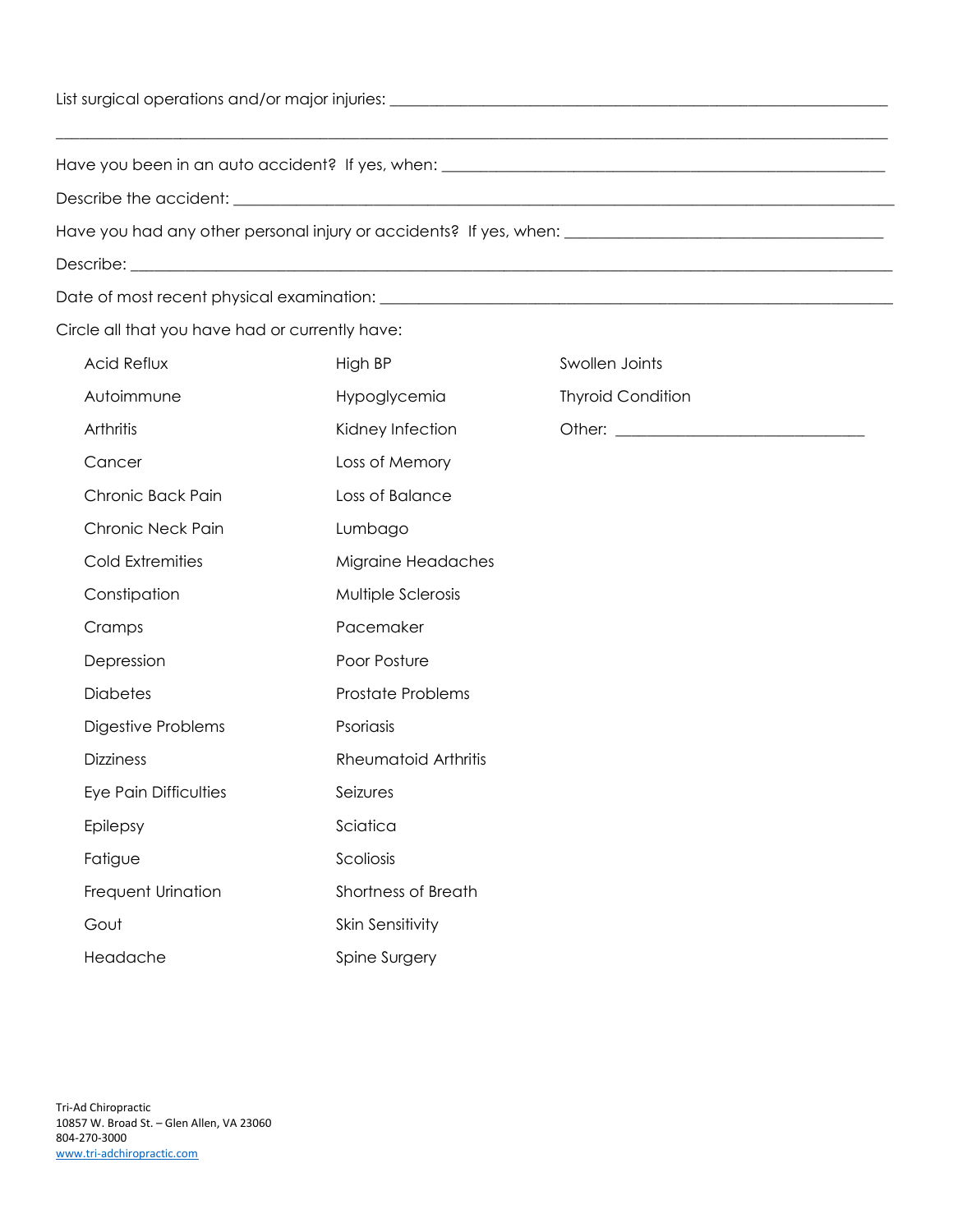List surgical operations and/or major injuries: ____________________________________________

____________________________________________________________________________

Have you been in an auto accident? If yes, when: ____________________________________

Describe the accident: _________________________________________________________

Have you had any other personal injury or accidents? If yes, when: __________________________

Describe: ______________________________________________________________

Date of most recent physical examination: ___________________________________________

Circle all that you have had or currently have:

- Acid Reflux
- Autoimmune
- Arthritis
- Cancer
- Chronic Back Pain
- Chronic Neck Pain
- Cold Extremities
- Constipation
- Cramps
- Depression
- Diabetes
- Digestive Problems
- Dizziness
- Eye Pain Difficulties
- Epilepsy
- Fatigue
- Frequent Urination
- Gout
- Headache
- High BP
- Hypoglycemia
- Kidney Infection
- Loss of Memory
- Loss of Balance
- Lumbago
- Migraine Headaches
- Multiple Sclerosis
- Pacemaker
- Poor Posture
- Prostate Problems
- Psoriasis
- Rheumatoid Arthritis
- Seizures
- Sciatica
- Scoliosis
- Shortness of Breath
- Skin Sensitivity
- Spine Surgery
- Swollen Joints
- Thyroid Condition
- Other: ____________________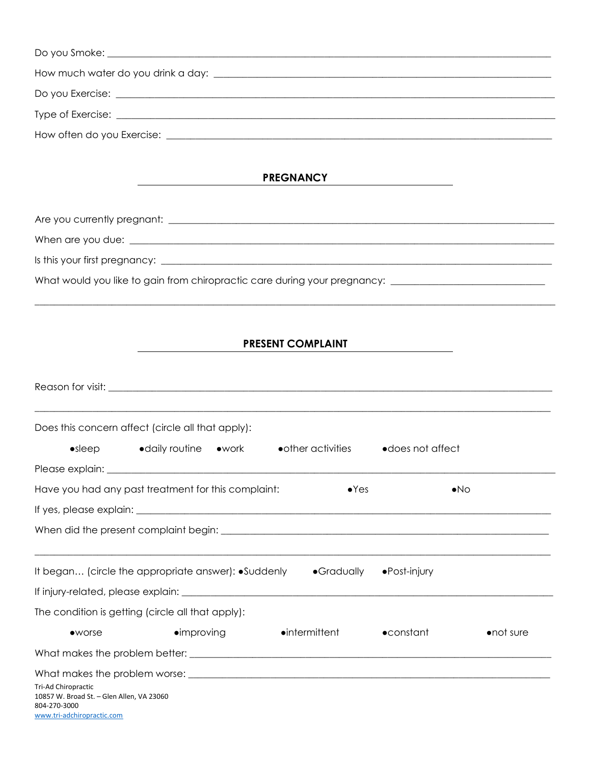Do you Smoke: ______________________________________________________________________________

How much water do you drink a day: ___________________________________________________________

Do you Exercise: ____________________________________________________________________________

Type of Exercise: ____________________________________________________________________________

How often do you Exercise: ____________________________________________________________________

## PREGNANCY

Are you currently pregnant: ____________________________________________________________________

When are you due: ___________________________________________________________________________

Is this your first pregnancy: ____________________________________________________________________

What would you like to gain from chiropractic care during your pregnancy: ___________________________

______________________________________________________________________________________________

## PRESENT COMPLAINT

Reason for visit: _____________________________________________________________________________

______________________________________________________________________________________________

Does this concern affect (circle all that apply):

•sleep •daily routine •work •other activities •does not affect

Please explain: _______________________________________________________________________________

Have you had any past treatment for this complaint: •Yes •No

If yes, please explain: __________________________________________________________________________

When did the present complaint begin: ______________________________________________________

______________________________________________________________________________________________

It began… (circle the appropriate answer): •Suddenly •Gradually •Post-injury

If injury-related, please explain: ____________________________________________________________

The condition is getting (circle all that apply):

•worse •improving •intermittent •constant •not sure

What makes the problem better: ___________________________________________________________

What makes the problem worse: ____________________________________________________________

Tri-Ad Chiropractic
10857 W. Broad St. – Glen Allen, VA 23060
804-270-3000
www.tri-adchiropractic.com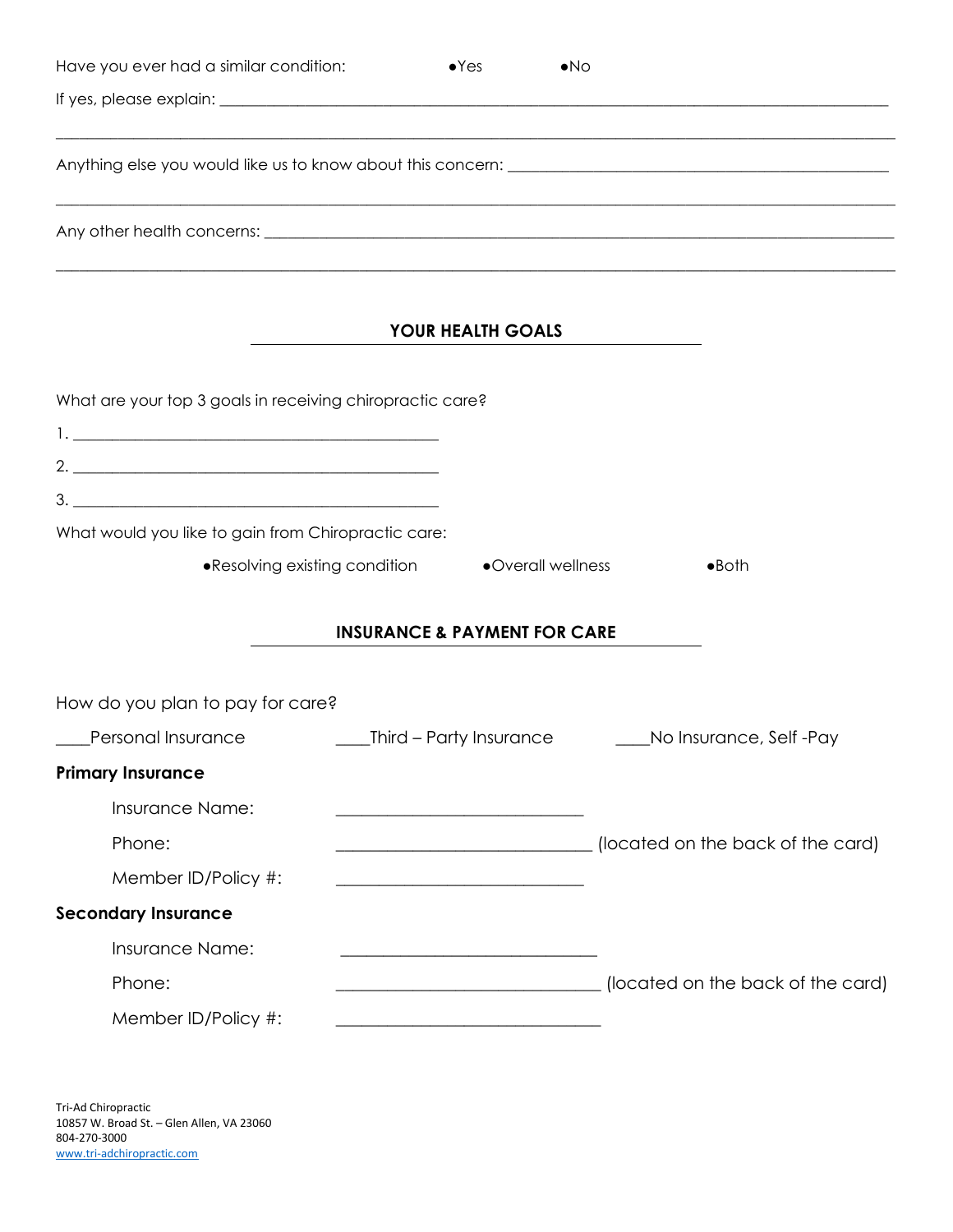Have you ever had a similar condition: ●Yes ●No

If yes, please explain: ______________________________________________________________________________

______________________________________________________________________________________________

Anything else you would like us to know about this concern: ___________________________________________

______________________________________________________________________________________________

Any other health concerns: ______________________________________________________________________

______________________________________________________________________________________________

## YOUR HEALTH GOALS

What are your top 3 goals in receiving chiropractic care?

1. ___________________________________________
2. ___________________________________________
3. ___________________________________________

What would you like to gain from Chiropractic care:

●Resolving existing condition ●Overall wellness ●Both

## INSURANCE & PAYMENT FOR CARE

How do you plan to pay for care?

____Personal Insurance ____Third – Party Insurance ____No Insurance, Self -Pay

**Primary Insurance**

Insurance Name: ____________________________

Phone: _____________________________ (located on the back of the card)

Member ID/Policy #: ____________________________

**Secondary Insurance**

Insurance Name: _____________________________

Phone: ______________________________ (located on the back of the card)

Member ID/Policy #: ______________________________

Tri-Ad Chiropractic
10857 W. Broad St. – Glen Allen, VA 23060
804-270-3000
www.tri-adchiropractic.com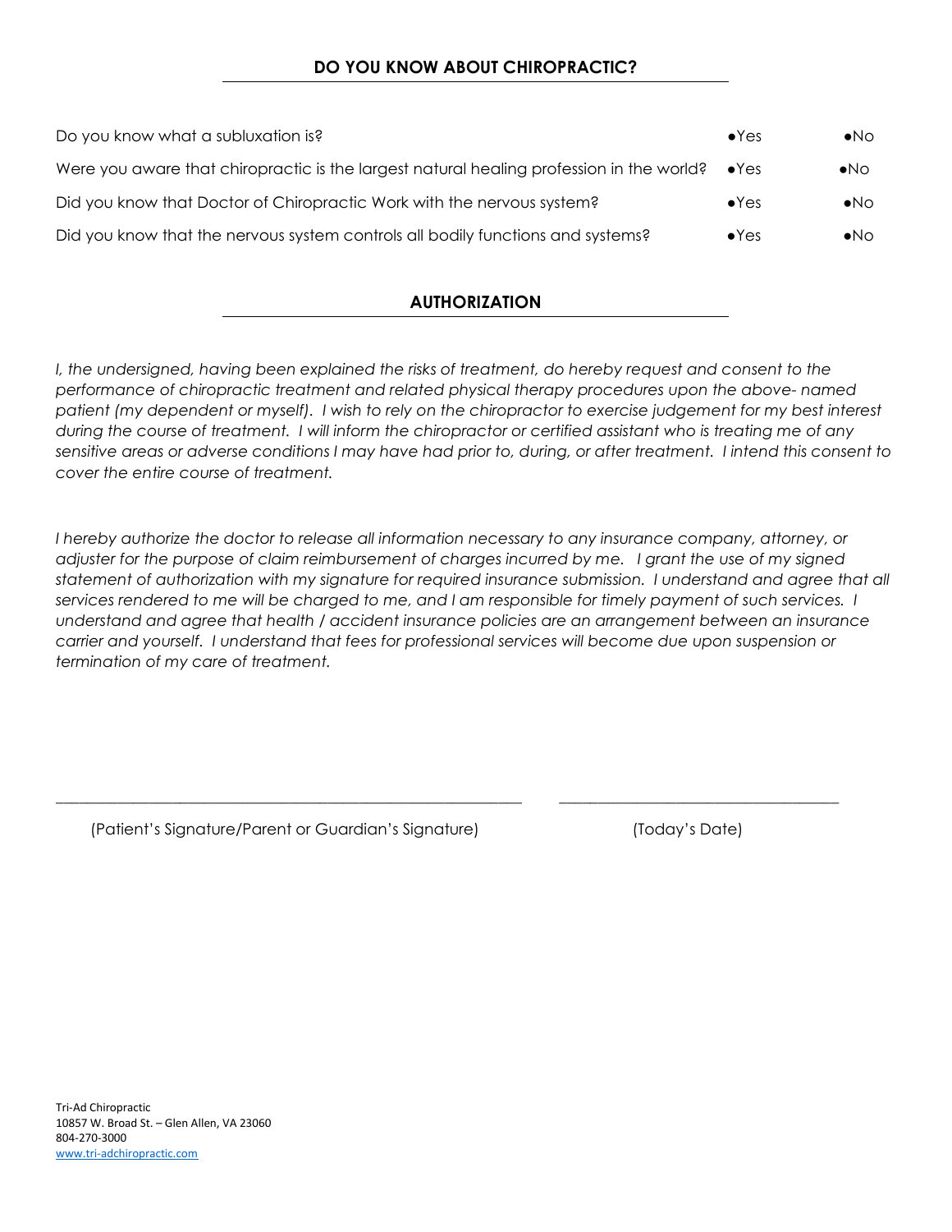## DO YOU KNOW ABOUT CHIROPRACTIC?

| | | |
|---|---|---|
| Do you know what a subluxation is? | ●Yes | ●No |
| Were you aware that chiropractic is the largest natural healing profession in the world? | ●Yes | ●No |
| Did you know that Doctor of Chiropractic Work with the nervous system? | ●Yes | ●No |
| Did you know that the nervous system controls all bodily functions and systems? | ●Yes | ●No |

## AUTHORIZATION

*I, the undersigned, having been explained the risks of treatment, do hereby request and consent to the performance of chiropractic treatment and related physical therapy procedures upon the above- named patient (my dependent or myself). I wish to rely on the chiropractor to exercise judgement for my best interest during the course of treatment. I will inform the chiropractor or certified assistant who is treating me of any sensitive areas or adverse conditions I may have had prior to, during, or after treatment. I intend this consent to cover the entire course of treatment.*

*I hereby authorize the doctor to release all information necessary to any insurance company, attorney, or adjuster for the purpose of claim reimbursement of charges incurred by me. I grant the use of my signed statement of authorization with my signature for required insurance submission. I understand and agree that all services rendered to me will be charged to me, and I am responsible for timely payment of such services. I understand and agree that health / accident insurance policies are an arrangement between an insurance carrier and yourself. I understand that fees for professional services will become due upon suspension or termination of my care of treatment.*

\_\_\_\_\_\_\_\_\_\_\_\_\_\_\_\_\_\_\_\_\_\_\_\_\_\_\_\_\_\_\_\_\_\_\_\_\_\_\_\_\_\_\_\_\_\_\_\_\_\_\_\_\_\_\_\_ \_\_\_\_\_\_\_\_\_\_\_\_\_\_\_\_\_\_\_\_\_\_\_\_\_\_\_\_\_\_\_\_\_\_\_\_

(Patient's Signature/Parent or Guardian's Signature) (Today's Date)

Tri-Ad Chiropractic
10857 W. Broad St. – Glen Allen, VA 23060
804-270-3000
www.tri-adchiropractic.com